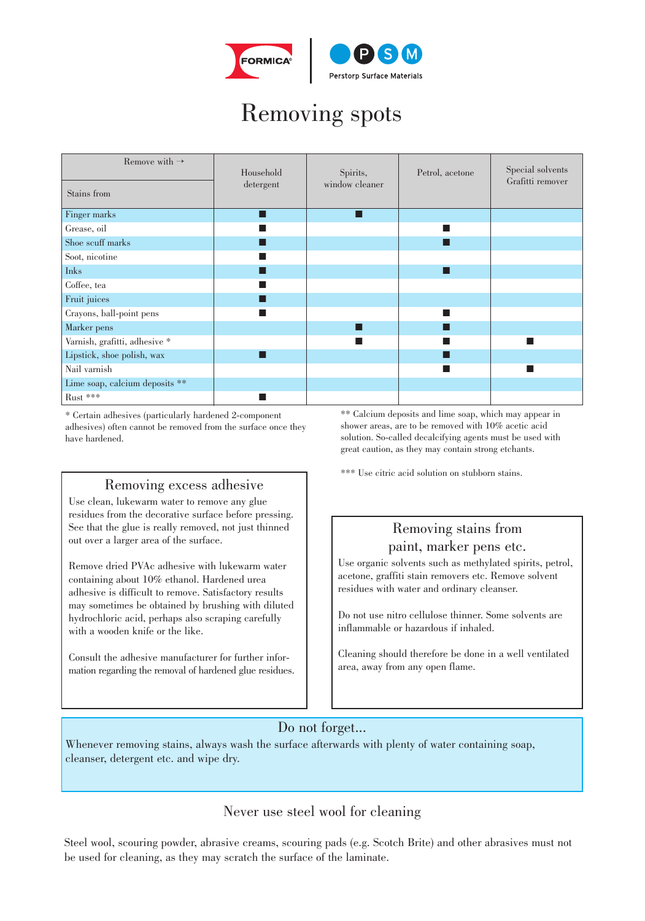FORMICA® | PSM Perstorp Surface Materials

# Removing spots

| Remove with → / Stains from | Household detergent | Spirits, window cleaner | Petrol, acetone | Special solvents Grafitti remover |
|---|---|---|---|---|
| Finger marks | ■ | ■ | | |
| Grease, oil | ■ | | ■ | |
| Shoe scuff marks | ■ | | ■ | |
| Soot, nicotine | ■ | | | |
| Inks | ■ | | ■ | |
| Coffee, tea | ■ | | | |
| Fruit juices | ■ | | | |
| Crayons, ball-point pens | ■ | | ■ | |
| Marker pens | | ■ | ■ | |
| Varnish, grafitti, adhesive * | | ■ | ■ | ■ |
| Lipstick, shoe polish, wax | ■ | | ■ | |
| Nail varnish | | | ■ | ■ |
| Lime soap, calcium deposits ** | | | | |
| Rust *** | ■ | | | |

* Certain adhesives (particularly hardened 2-component adhesives) often cannot be removed from the surface once they have hardened.

** Calcium deposits and lime soap, which may appear in shower areas, are to be removed with 10% acetic acid solution. So-called decalcifying agents must be used with great caution, as they may contain strong etchants.

*** Use citric acid solution on stubborn stains.

## Removing excess adhesive

Use clean, lukewarm water to remove any glue residues from the decorative surface before pressing. See that the glue is really removed, not just thinned out over a larger area of the surface.

Remove dried PVAc adhesive with lukewarm water containing about 10% ethanol. Hardened urea adhesive is difficult to remove. Satisfactory results may sometimes be obtained by brushing with diluted hydrochloric acid, perhaps also scraping carefully with a wooden knife or the like.

Consult the adhesive manufacturer for further information regarding the removal of hardened glue residues.

## Removing stains from paint, marker pens etc.

Use organic solvents such as methylated spirits, petrol, acetone, graffiti stain removers etc. Remove solvent residues with water and ordinary cleanser.

Do not use nitro cellulose thinner. Some solvents are inflammable or hazardous if inhaled.

Cleaning should therefore be done in a well ventilated area, away from any open flame.

## Do not forget...

Whenever removing stains, always wash the surface afterwards with plenty of water containing soap, cleanser, detergent etc. and wipe dry.

## Never use steel wool for cleaning

Steel wool, scouring powder, abrasive creams, scouring pads (e.g. Scotch Brite) and other abrasives must not be used for cleaning, as they may scratch the surface of the laminate.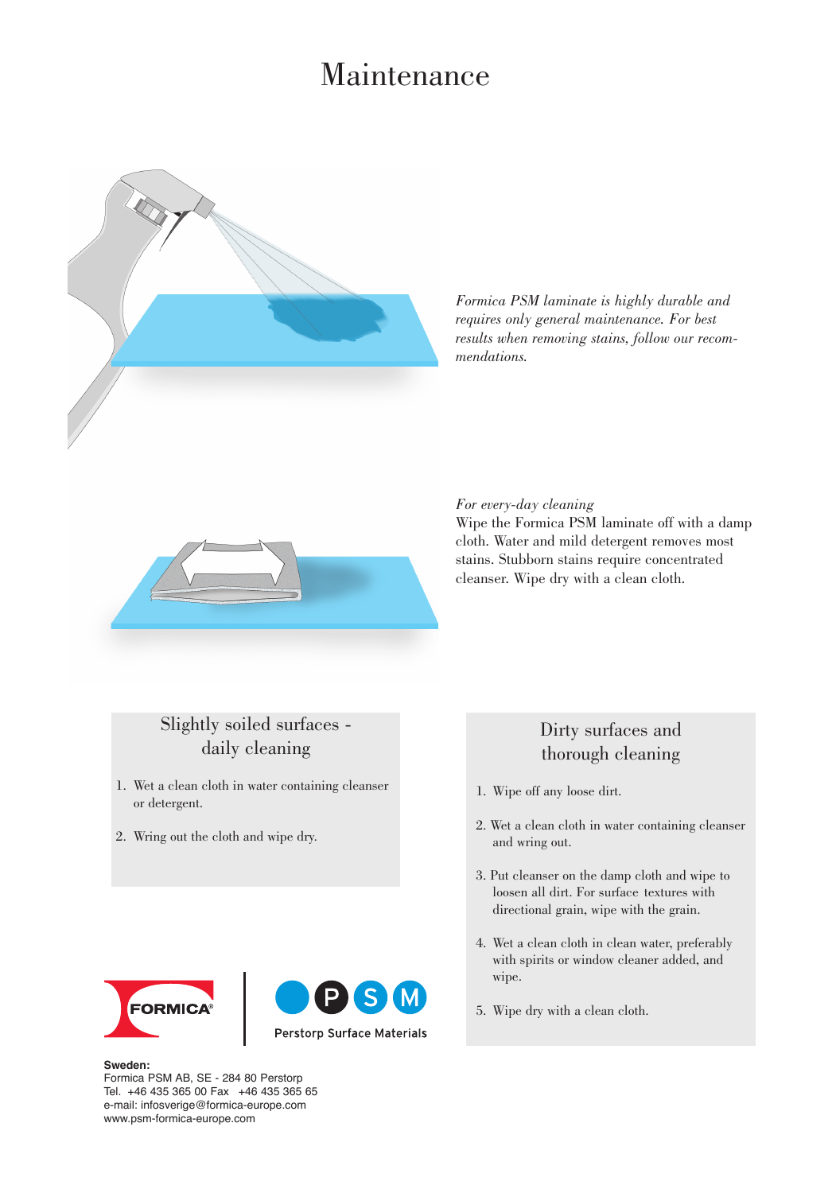# Maintenance

*Formica PSM laminate is highly durable and requires only general maintenance. For best results when removing stains, follow our recommendations.*

*For every-day cleaning*

Wipe the Formica PSM laminate off with a damp cloth. Water and mild detergent removes most stains. Stubborn stains require concentrated cleanser. Wipe dry with a clean cloth.

## Slightly soiled surfaces - daily cleaning

1. Wet a clean cloth in water containing cleanser or detergent.
2. Wring out the cloth and wipe dry.

## Dirty surfaces and thorough cleaning

1. Wipe off any loose dirt.
2. Wet a clean cloth in water containing cleanser and wring out.
3. Put cleanser on the damp cloth and wipe to loosen all dirt. For surface textures with directional grain, wipe with the grain.
4. Wet a clean cloth in clean water, preferably with spirits or window cleaner added, and wipe.
5. Wipe dry with a clean cloth.

FORMICA®

PSM Perstorp Surface Materials

**Sweden:**
Formica PSM AB, SE - 284 80 Perstorp
Tel. +46 435 365 00 Fax +46 435 365 65
e-mail: infosverige@formica-europe.com
www.psm-formica-europe.com